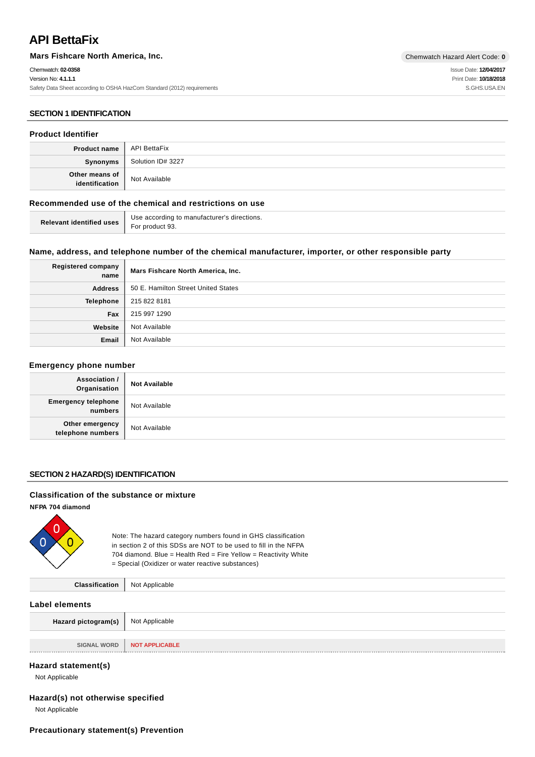# API BettaFix

**Mars Fishcare North America, Inc.**

Chemwatch Hazard Alert Code: **0**

Chemwatch: **02-0358**
Version No: **4.1.1.1**
Safety Data Sheet according to OSHA HazCom Standard (2012) requirements

Issue Date: **12/04/2017**
Print Date: **10/18/2018**
S.GHS.USA.EN

## SECTION 1 IDENTIFICATION

### Product Identifier

| | |
|---|---|
| **Product name** | API BettaFix |
| **Synonyms** | Solution ID# 3227 |
| **Other means of identification** | Not Available |

### Recommended use of the chemical and restrictions on use

| | |
|---|---|
| **Relevant identified uses** | Use according to manufacturer's directions.<br>For product 93. |

### Name, address, and telephone number of the chemical manufacturer, importer, or other responsible party

| | |
|---|---|
| **Registered company name** | **Mars Fishcare North America, Inc.** |
| **Address** | 50 E. Hamilton Street United States |
| **Telephone** | 215 822 8181 |
| **Fax** | 215 997 1290 |
| **Website** | Not Available |
| **Email** | Not Available |

### Emergency phone number

| | |
|---|---|
| **Association / Organisation** | **Not Available** |
| **Emergency telephone numbers** | Not Available |
| **Other emergency telephone numbers** | Not Available |

## SECTION 2 HAZARD(S) IDENTIFICATION

### Classification of the substance or mixture

**NFPA 704 diamond**

Health: 0, Fire: 0, Reactivity: 0

Note: The hazard category numbers found in GHS classification in section 2 of this SDSs are NOT to be used to fill in the NFPA 704 diamond. Blue = Health Red = Fire Yellow = Reactivity White = Special (Oxidizer or water reactive substances)

| | |
|---|---|
| **Classification** | Not Applicable |

### Label elements

| | |
|---|---|
| **Hazard pictogram(s)** | Not Applicable |
| **SIGNAL WORD** | **NOT APPLICABLE** |

### Hazard statement(s)

Not Applicable

### Hazard(s) not otherwise specified

Not Applicable

### Precautionary statement(s) Prevention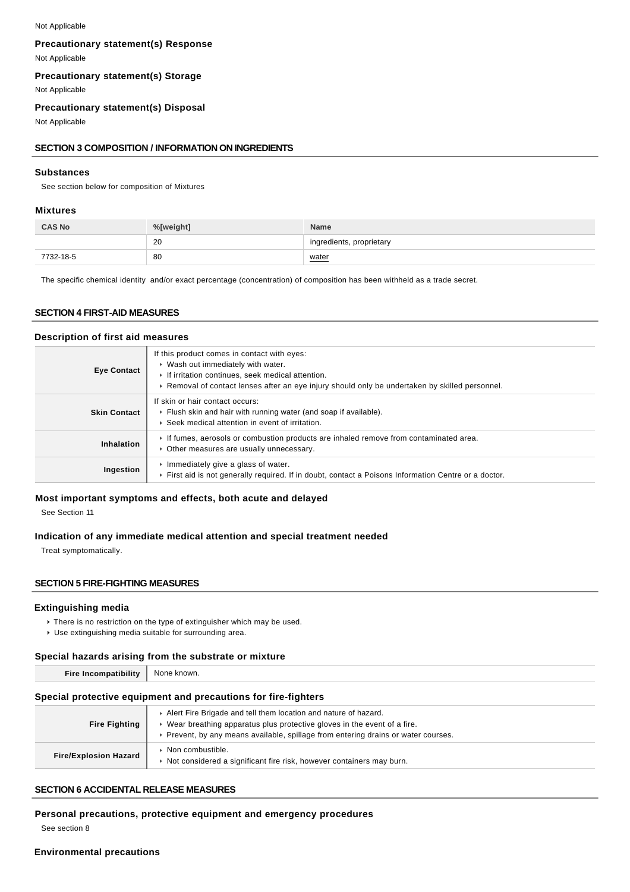Not Applicable

### Precautionary statement(s) Response

Not Applicable

### Precautionary statement(s) Storage

Not Applicable

### Precautionary statement(s) Disposal

Not Applicable

## SECTION 3 COMPOSITION / INFORMATION ON INGREDIENTS

### Substances

See section below for composition of Mixtures

### Mixtures

| CAS No | %[weight] | Name |
|---|---|---|
| | 20 | ingredients, proprietary |
| 7732-18-5 | 80 | water |

The specific chemical identity and/or exact percentage (concentration) of composition has been withheld as a trade secret.

## SECTION 4 FIRST-AID MEASURES

### Description of first aid measures

| | |
|---|---|
| **Eye Contact** | If this product comes in contact with eyes:<br>▸ Wash out immediately with water.<br>▸ If irritation continues, seek medical attention.<br>▸ Removal of contact lenses after an eye injury should only be undertaken by skilled personnel. |
| **Skin Contact** | If skin or hair contact occurs:<br>▸ Flush skin and hair with running water (and soap if available).<br>▸ Seek medical attention in event of irritation. |
| **Inhalation** | ▸ If fumes, aerosols or combustion products are inhaled remove from contaminated area.<br>▸ Other measures are usually unnecessary. |
| **Ingestion** | ▸ Immediately give a glass of water.<br>▸ First aid is not generally required. If in doubt, contact a Poisons Information Centre or a doctor. |

### Most important symptoms and effects, both acute and delayed

See Section 11

### Indication of any immediate medical attention and special treatment needed

Treat symptomatically.

## SECTION 5 FIRE-FIGHTING MEASURES

### Extinguishing media

- There is no restriction on the type of extinguisher which may be used.
- Use extinguishing media suitable for surrounding area.

### Special hazards arising from the substrate or mixture

| | |
|---|---|
| **Fire Incompatibility** | None known. |

### Special protective equipment and precautions for fire-fighters

| | |
|---|---|
| **Fire Fighting** | ▸ Alert Fire Brigade and tell them location and nature of hazard.<br>▸ Wear breathing apparatus plus protective gloves in the event of a fire.<br>▸ Prevent, by any means available, spillage from entering drains or water courses. |
| **Fire/Explosion Hazard** | ▸ Non combustible.<br>▸ Not considered a significant fire risk, however containers may burn. |

## SECTION 6 ACCIDENTAL RELEASE MEASURES

### Personal precautions, protective equipment and emergency procedures

See section 8

### Environmental precautions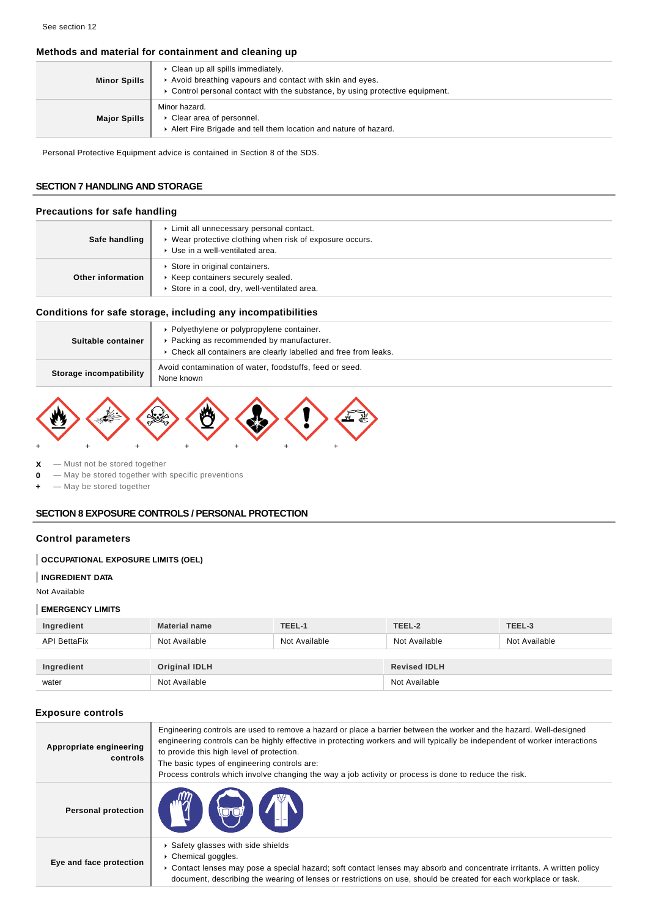See section 12

### Methods and material for containment and cleaning up

| | |
|---|---|
| **Minor Spills** | ‣ Clean up all spills immediately.<br>‣ Avoid breathing vapours and contact with skin and eyes.<br>‣ Control personal contact with the substance, by using protective equipment. |
| **Major Spills** | Minor hazard.<br>‣ Clear area of personnel.<br>‣ Alert Fire Brigade and tell them location and nature of hazard. |

Personal Protective Equipment advice is contained in Section 8 of the SDS.

## SECTION 7 HANDLING AND STORAGE

### Precautions for safe handling

| | |
|---|---|
| **Safe handling** | ‣ Limit all unnecessary personal contact.<br>‣ Wear protective clothing when risk of exposure occurs.<br>‣ Use in a well-ventilated area. |
| **Other information** | ‣ Store in original containers.<br>‣ Keep containers securely sealed.<br>‣ Store in a cool, dry, well-ventilated area. |

### Conditions for safe storage, including any incompatibilities

| | |
|---|---|
| **Suitable container** | ‣ Polyethylene or polypropylene container.<br>‣ Packing as recommended by manufacturer.<br>‣ Check all containers are clearly labelled and free from leaks. |
| **Storage incompatibility** | Avoid contamination of water, foodstuffs, feed or seed.<br>None known |

+ + + + + + +

**X** — Must not be stored together
**0** — May be stored together with specific preventions
**+** — May be stored together

## SECTION 8 EXPOSURE CONTROLS / PERSONAL PROTECTION

### Control parameters

**OCCUPATIONAL EXPOSURE LIMITS (OEL)**

**INGREDIENT DATA**

Not Available

**EMERGENCY LIMITS**

| Ingredient | Material name | TEEL-1 | TEEL-2 | TEEL-3 |
|---|---|---|---|---|
| API BettaFix | Not Available | Not Available | Not Available | Not Available |

| Ingredient | Original IDLH | Revised IDLH |
|---|---|---|
| water | Not Available | Not Available |

### Exposure controls

| | |
|---|---|
| **Appropriate engineering controls** | Engineering controls are used to remove a hazard or place a barrier between the worker and the hazard. Well-designed engineering controls can be highly effective in protecting workers and will typically be independent of worker interactions to provide this high level of protection.<br>The basic types of engineering controls are:<br>Process controls which involve changing the way a job activity or process is done to reduce the risk. |
| **Personal protection** | |
| **Eye and face protection** | ‣ Safety glasses with side shields<br>‣ Chemical goggles.<br>‣ Contact lenses may pose a special hazard; soft contact lenses may absorb and concentrate irritants. A written policy document, describing the wearing of lenses or restrictions on use, should be created for each workplace or task. |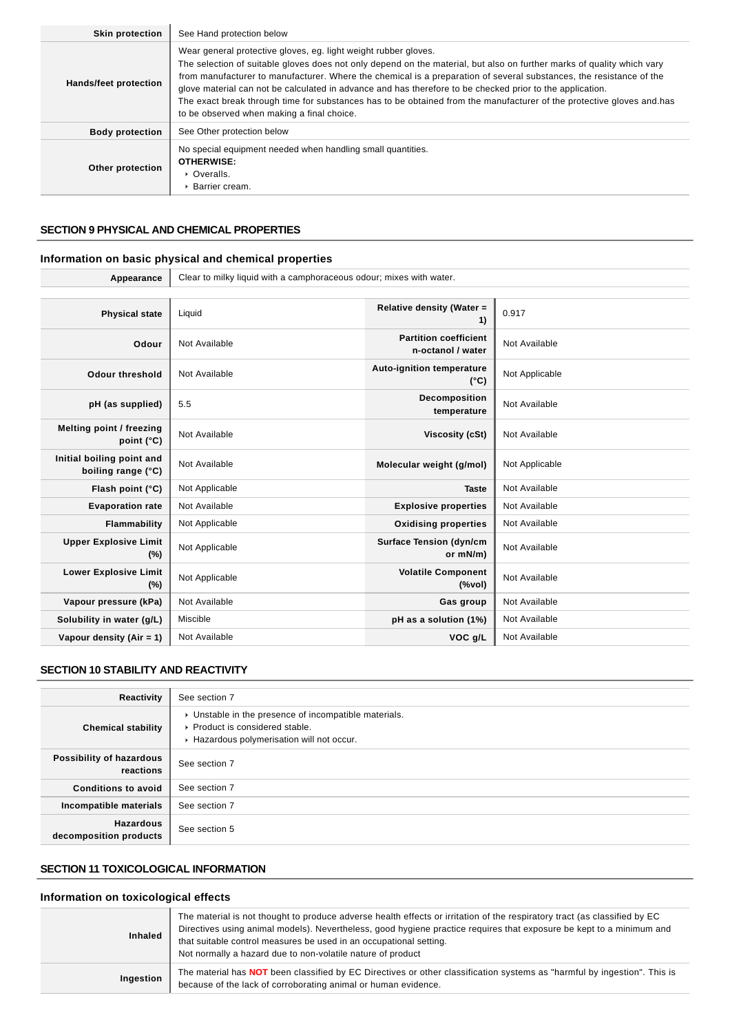| | |
|---|---|
| **Skin protection** | See Hand protection below |
| **Hands/feet protection** | Wear general protective gloves, eg. light weight rubber gloves.<br>The selection of suitable gloves does not only depend on the material, but also on further marks of quality which vary from manufacturer to manufacturer. Where the chemical is a preparation of several substances, the resistance of the glove material can not be calculated in advance and has therefore to be checked prior to the application.<br>The exact break through time for substances has to be obtained from the manufacturer of the protective gloves and.has to be observed when making a final choice. |
| **Body protection** | See Other protection below |
| **Other protection** | No special equipment needed when handling small quantities.<br>**OTHERWISE:**<br>‣ Overalls.<br>‣ Barrier cream. |

## SECTION 9 PHYSICAL AND CHEMICAL PROPERTIES

### Information on basic physical and chemical properties

| | |
|---|---|
| **Appearance** | Clear to milky liquid with a camphoraceous odour; mixes with water. |

| | | | |
|---|---|---|---|
| **Physical state** | Liquid | **Relative density (Water = 1)** | 0.917 |
| **Odour** | Not Available | **Partition coefficient n-octanol / water** | Not Available |
| **Odour threshold** | Not Available | **Auto-ignition temperature (°C)** | Not Applicable |
| **pH (as supplied)** | 5.5 | **Decomposition temperature** | Not Available |
| **Melting point / freezing point (°C)** | Not Available | **Viscosity (cSt)** | Not Available |
| **Initial boiling point and boiling range (°C)** | Not Available | **Molecular weight (g/mol)** | Not Applicable |
| **Flash point (°C)** | Not Applicable | **Taste** | Not Available |
| **Evaporation rate** | Not Available | **Explosive properties** | Not Available |
| **Flammability** | Not Applicable | **Oxidising properties** | Not Available |
| **Upper Explosive Limit (%)** | Not Applicable | **Surface Tension (dyn/cm or mN/m)** | Not Available |
| **Lower Explosive Limit (%)** | Not Applicable | **Volatile Component (%vol)** | Not Available |
| **Vapour pressure (kPa)** | Not Available | **Gas group** | Not Available |
| **Solubility in water (g/L)** | Miscible | **pH as a solution (1%)** | Not Available |
| **Vapour density (Air = 1)** | Not Available | **VOC g/L** | Not Available |

## SECTION 10 STABILITY AND REACTIVITY

| | |
|---|---|
| **Reactivity** | See section 7 |
| **Chemical stability** | ‣ Unstable in the presence of incompatible materials.<br>‣ Product is considered stable.<br>‣ Hazardous polymerisation will not occur. |
| **Possibility of hazardous reactions** | See section 7 |
| **Conditions to avoid** | See section 7 |
| **Incompatible materials** | See section 7 |
| **Hazardous decomposition products** | See section 5 |

## SECTION 11 TOXICOLOGICAL INFORMATION

### Information on toxicological effects

| | |
|---|---|
| **Inhaled** | The material is not thought to produce adverse health effects or irritation of the respiratory tract (as classified by EC Directives using animal models). Nevertheless, good hygiene practice requires that exposure be kept to a minimum and that suitable control measures be used in an occupational setting.<br>Not normally a hazard due to non-volatile nature of product |
| **Ingestion** | The material has **NOT** been classified by EC Directives or other classification systems as "harmful by ingestion". This is because of the lack of corroborating animal or human evidence. |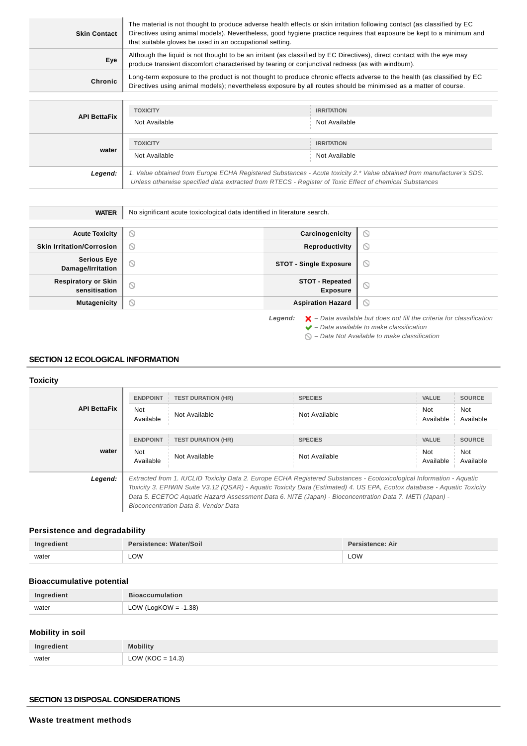| | |
|---|---|
| **Skin Contact** | The material is not thought to produce adverse health effects or skin irritation following contact (as classified by EC Directives using animal models). Nevertheless, good hygiene practice requires that exposure be kept to a minimum and that suitable gloves be used in an occupational setting. |
| **Eye** | Although the liquid is not thought to be an irritant (as classified by EC Directives), direct contact with the eye may produce transient discomfort characterised by tearing or conjunctival redness (as with windburn). |
| **Chronic** | Long-term exposure to the product is not thought to produce chronic effects adverse to the health (as classified by EC Directives using animal models); nevertheless exposure by all routes should be minimised as a matter of course. |

| | TOXICITY | IRRITATION |
|---|---|---|
| **API BettaFix** | Not Available | Not Available |
| **water** | Not Available | Not Available |
| ***Legend:*** | *1. Value obtained from Europe ECHA Registered Substances - Acute toxicity 2.* Value obtained from manufacturer's SDS. Unless otherwise specified data extracted from RTECS - Register of Toxic Effect of chemical Substances* | |

| | |
|---|---|
| **WATER** | No significant acute toxicological data identified in literature search. |

| | | | |
|---|---|---|---|
| **Acute Toxicity** | ⃠ | **Carcinogenicity** | ⃠ |
| **Skin Irritation/Corrosion** | ⃠ | **Reproductivity** | ⃠ |
| **Serious Eye Damage/Irritation** | ⃠ | **STOT - Single Exposure** | ⃠ |
| **Respiratory or Skin sensitisation** | ⃠ | **STOT - Repeated Exposure** | ⃠ |
| **Mutagenicity** | ⃠ | **Aspiration Hazard** | ⃠ |

***Legend:***
- ❌ *– Data available but does not fill the criteria for classification*
- ✔ *– Data available to make classification*
- ⃠ *– Data Not Available to make classification*

## SECTION 12 ECOLOGICAL INFORMATION

### Toxicity

| | ENDPOINT | TEST DURATION (HR) | SPECIES | VALUE | SOURCE |
|---|---|---|---|---|---|
| **API BettaFix** | Not Available | Not Available | Not Available | Not Available | Not Available |
| **water** | Not Available | Not Available | Not Available | Not Available | Not Available |
| ***Legend:*** | *Extracted from 1. IUCLID Toxicity Data 2. Europe ECHA Registered Substances - Ecotoxicological Information - Aquatic Toxicity 3. EPIWIN Suite V3.12 (QSAR) - Aquatic Toxicity Data (Estimated) 4. US EPA, Ecotox database - Aquatic Toxicity Data 5. ECETOC Aquatic Hazard Assessment Data 6. NITE (Japan) - Bioconcentration Data 7. METI (Japan) - Bioconcentration Data 8. Vendor Data* | | | | |

### Persistence and degradability

| Ingredient | Persistence: Water/Soil | Persistence: Air |
|---|---|---|
| water | LOW | LOW |

### Bioaccumulative potential

| Ingredient | Bioaccumulation |
|---|---|
| water | LOW (LogKOW = -1.38) |

### Mobility in soil

| Ingredient | Mobility |
|---|---|
| water | LOW (KOC = 14.3) |

## SECTION 13 DISPOSAL CONSIDERATIONS

### Waste treatment methods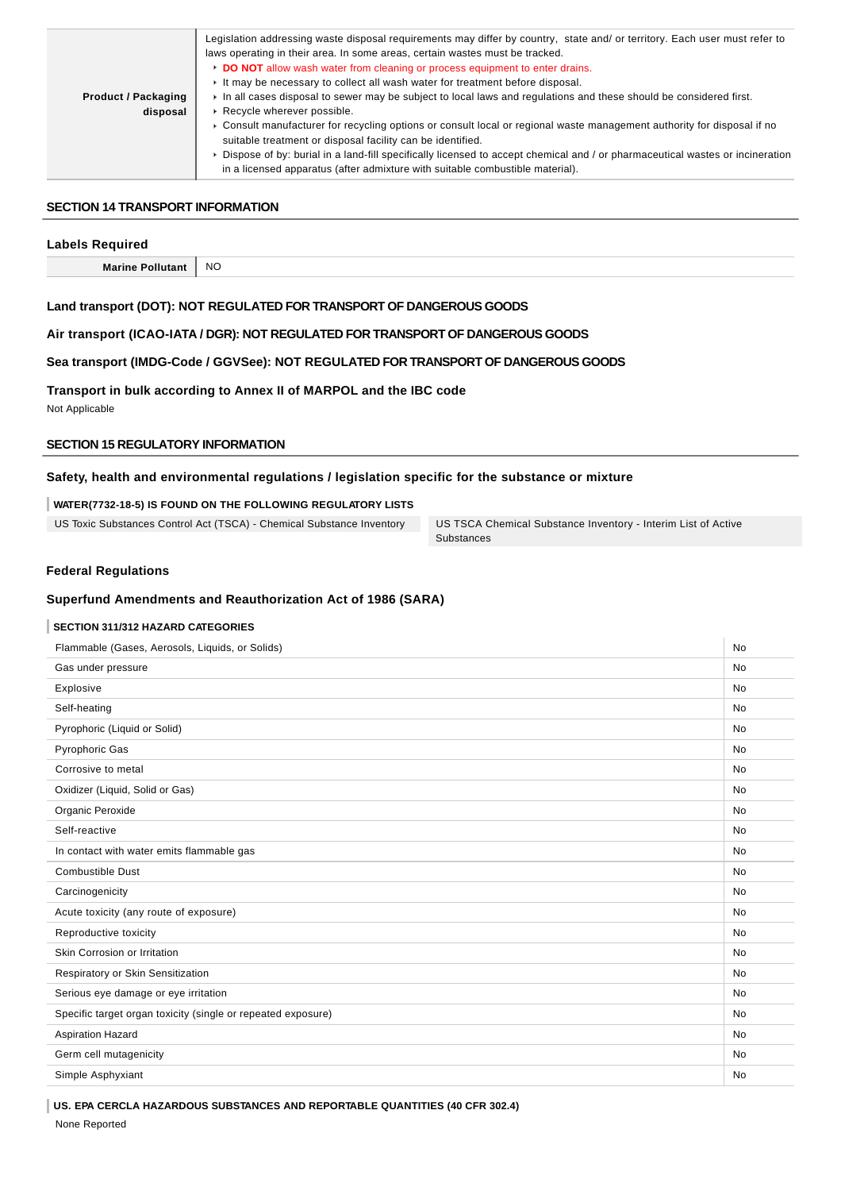| Product / Packaging disposal | Legislation addressing waste disposal requirements may differ by country, state and/ or territory. Each user must refer to laws operating in their area. In some areas, certain wastes must be tracked.<br>▸ **DO NOT** allow wash water from cleaning or process equipment to enter drains.<br>▸ It may be necessary to collect all wash water for treatment before disposal.<br>▸ In all cases disposal to sewer may be subject to local laws and regulations and these should be considered first.<br>▸ Recycle wherever possible.<br>▸ Consult manufacturer for recycling options or consult local or regional waste management authority for disposal if no suitable treatment or disposal facility can be identified.<br>▸ Dispose of by: burial in a land-fill specifically licensed to accept chemical and / or pharmaceutical wastes or incineration in a licensed apparatus (after admixture with suitable combustible material). |
|---|---|

## SECTION 14 TRANSPORT INFORMATION

### Labels Required

| Marine Pollutant | NO |
|---|---|

### Land transport (DOT): NOT REGULATED FOR TRANSPORT OF DANGEROUS GOODS

### Air transport (ICAO-IATA / DGR): NOT REGULATED FOR TRANSPORT OF DANGEROUS GOODS

### Sea transport (IMDG-Code / GGVSee): NOT REGULATED FOR TRANSPORT OF DANGEROUS GOODS

### Transport in bulk according to Annex II of MARPOL and the IBC code

Not Applicable

## SECTION 15 REGULATORY INFORMATION

### Safety, health and environmental regulations / legislation specific for the substance or mixture

**WATER(7732-18-5) IS FOUND ON THE FOLLOWING REGULATORY LISTS**

| US Toxic Substances Control Act (TSCA) - Chemical Substance Inventory | US TSCA Chemical Substance Inventory - Interim List of Active Substances |
|---|---|

### Federal Regulations

### Superfund Amendments and Reauthorization Act of 1986 (SARA)

**SECTION 311/312 HAZARD CATEGORIES**

| Hazard Category | |
|---|---|
| Flammable (Gases, Aerosols, Liquids, or Solids) | No |
| Gas under pressure | No |
| Explosive | No |
| Self-heating | No |
| Pyrophoric (Liquid or Solid) | No |
| Pyrophoric Gas | No |
| Corrosive to metal | No |
| Oxidizer (Liquid, Solid or Gas) | No |
| Organic Peroxide | No |
| Self-reactive | No |
| In contact with water emits flammable gas | No |
| Combustible Dust | No |
| Carcinogenicity | No |
| Acute toxicity (any route of exposure) | No |
| Reproductive toxicity | No |
| Skin Corrosion or Irritation | No |
| Respiratory or Skin Sensitization | No |
| Serious eye damage or eye irritation | No |
| Specific target organ toxicity (single or repeated exposure) | No |
| Aspiration Hazard | No |
| Germ cell mutagenicity | No |
| Simple Asphyxiant | No |

**US. EPA CERCLA HAZARDOUS SUBSTANCES AND REPORTABLE QUANTITIES (40 CFR 302.4)**

None Reported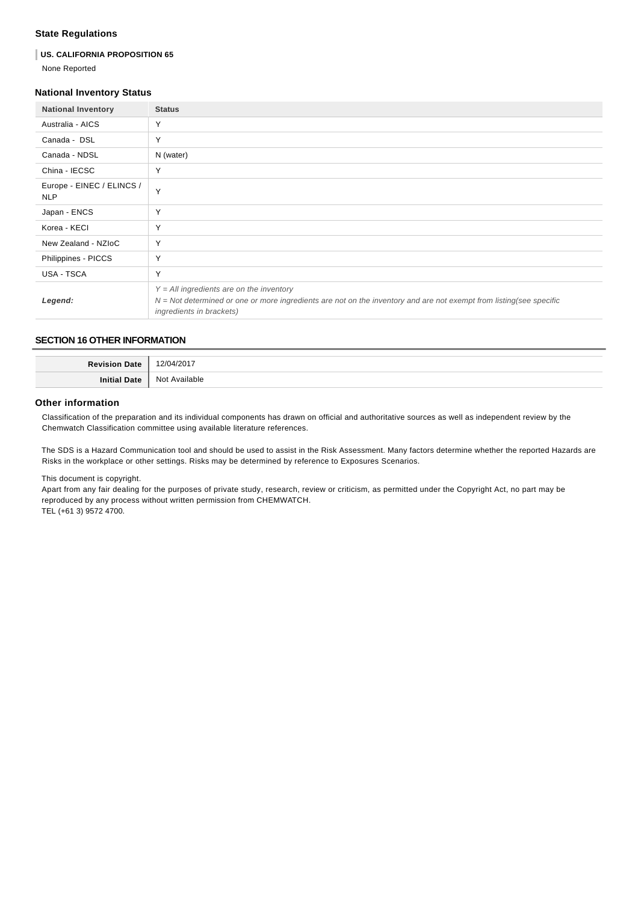### State Regulations

**US. CALIFORNIA PROPOSITION 65**

None Reported

### National Inventory Status

| National Inventory | Status |
|---|---|
| Australia - AICS | Y |
| Canada - DSL | Y |
| Canada - NDSL | N (water) |
| China - IECSC | Y |
| Europe - EINEC / ELINCS / NLP | Y |
| Japan - ENCS | Y |
| Korea - KECI | Y |
| New Zealand - NZIoC | Y |
| Philippines - PICCS | Y |
| USA - TSCA | Y |
| ***Legend:*** | *Y = All ingredients are on the inventory*<br>*N = Not determined or one or more ingredients are not on the inventory and are not exempt from listing(see specific ingredients in brackets)* |

## SECTION 16 OTHER INFORMATION

| | |
|---|---|
| **Revision Date** | 12/04/2017 |
| **Initial Date** | Not Available |

### Other information

Classification of the preparation and its individual components has drawn on official and authoritative sources as well as independent review by the Chemwatch Classification committee using available literature references.

The SDS is a Hazard Communication tool and should be used to assist in the Risk Assessment. Many factors determine whether the reported Hazards are Risks in the workplace or other settings. Risks may be determined by reference to Exposures Scenarios.

This document is copyright.
Apart from any fair dealing for the purposes of private study, research, review or criticism, as permitted under the Copyright Act, no part may be reproduced by any process without written permission from CHEMWATCH.
TEL (+61 3) 9572 4700.